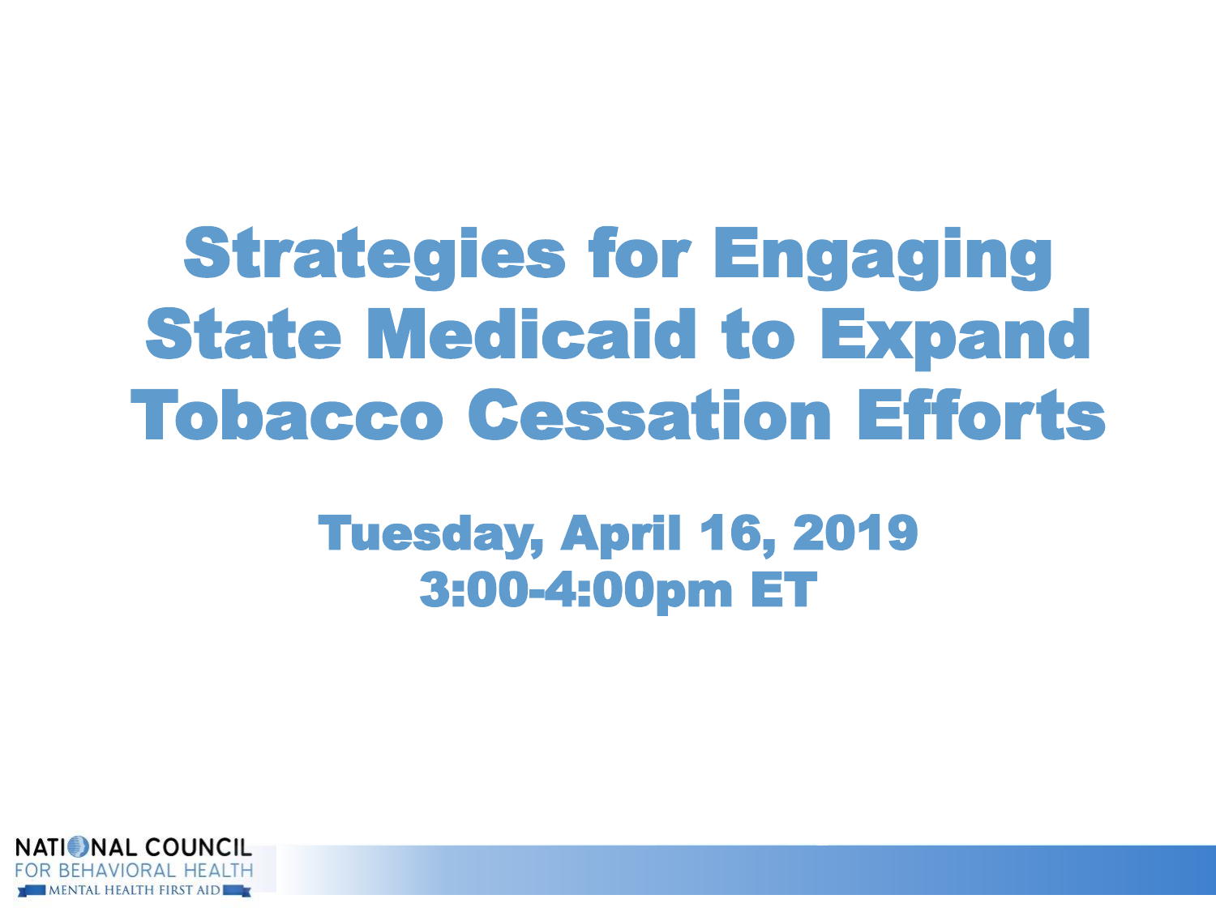# Strategies for Engaging State Medicaid to Expand Tobacco Cessation Efforts

## Tuesday, April 16, 2019
## 3:00-4:00pm ET

NATIONAL COUNCIL FOR BEHAVIORAL HEALTH

MENTAL HEALTH FIRST AID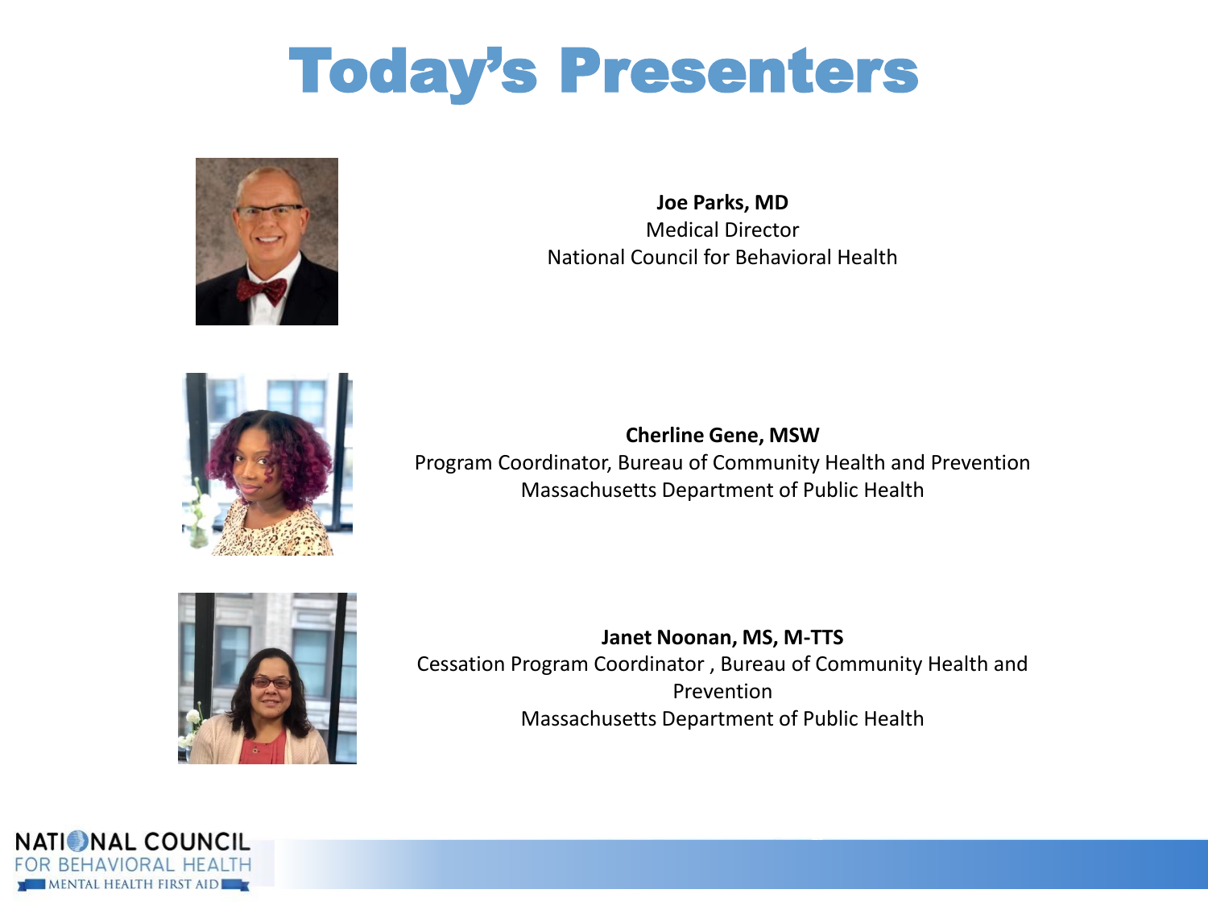# Today's Presenters

**Joe Parks, MD**
Medical Director
National Council for Behavioral Health

**Cherline Gene, MSW**
Program Coordinator, Bureau of Community Health and Prevention
Massachusetts Department of Public Health

**Janet Noonan, MS, M-TTS**
Cessation Program Coordinator , Bureau of Community Health and Prevention
Massachusetts Department of Public Health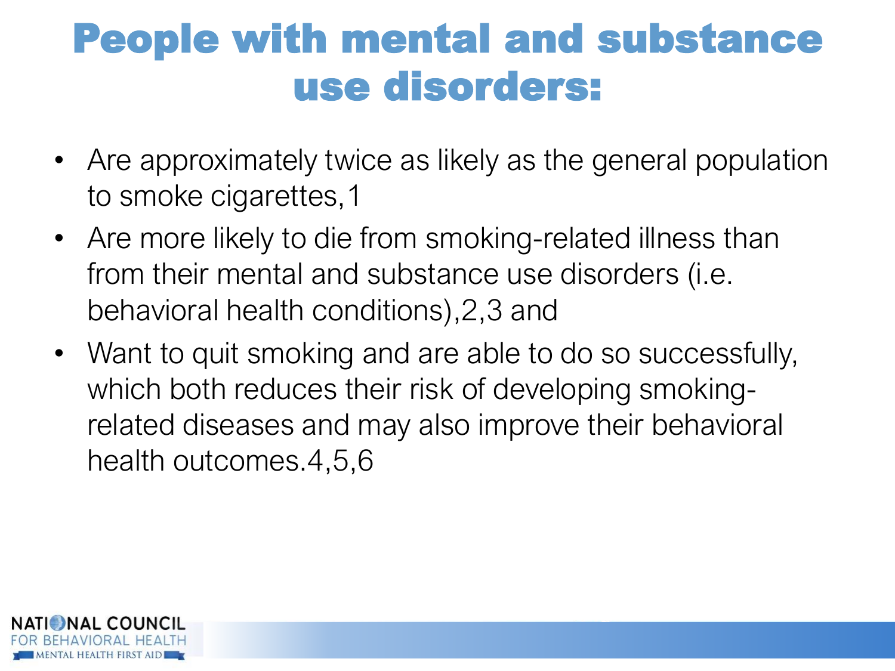# People with mental and substance use disorders:

- Are approximately twice as likely as the general population to smoke cigarettes,[1]
- Are more likely to die from smoking-related illness than from their mental and substance use disorders (i.e. behavioral health conditions),[2,3] and
- Want to quit smoking and are able to do so successfully, which both reduces their risk of developing smoking-related diseases and may also improve their behavioral health outcomes.[4,5,6]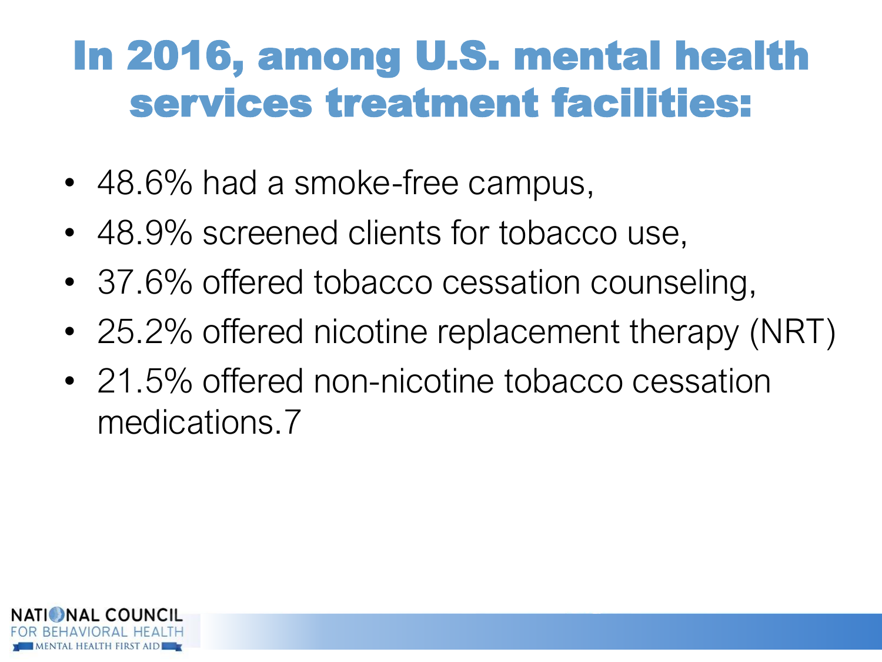# In 2016, among U.S. mental health services treatment facilities:

- 48.6% had a smoke-free campus,
- 48.9% screened clients for tobacco use,
- 37.6% offered tobacco cessation counseling,
- 25.2% offered nicotine replacement therapy (NRT)
- 21.5% offered non-nicotine tobacco cessation medications.[7]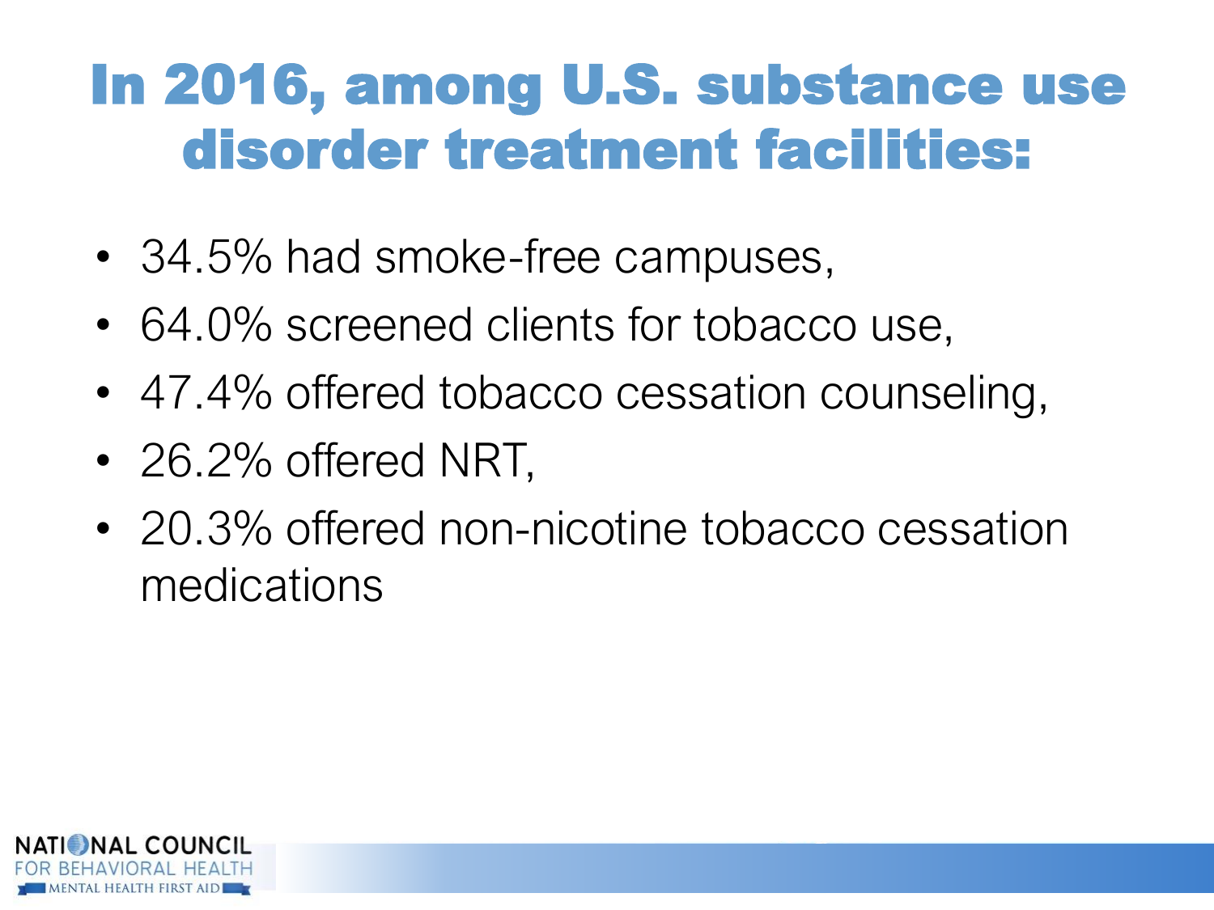# In 2016, among U.S. substance use disorder treatment facilities:

- 34.5% had smoke-free campuses,
- 64.0% screened clients for tobacco use,
- 47.4% offered tobacco cessation counseling,
- 26.2% offered NRT,
- 20.3% offered non-nicotine tobacco cessation medications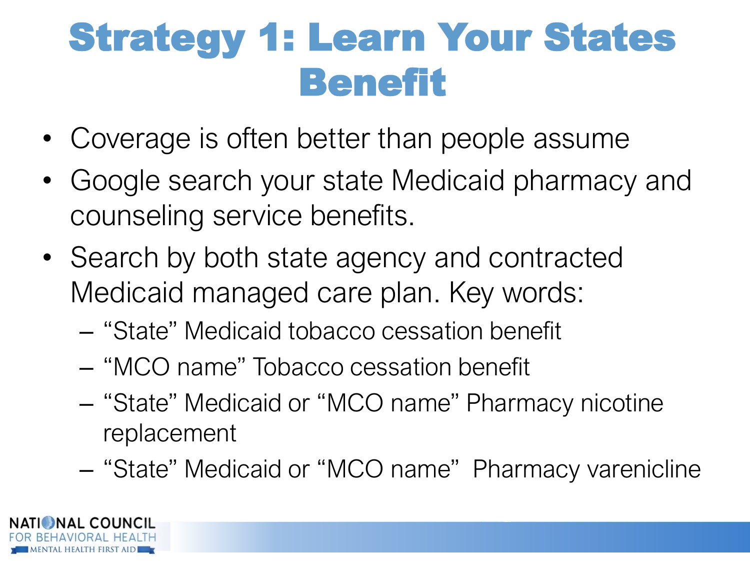# Strategy 1: Learn Your States Benefit

- Coverage is often better than people assume
- Google search your state Medicaid pharmacy and counseling service benefits.
- Search by both state agency and contracted Medicaid managed care plan. Key words:
  - "State" Medicaid tobacco cessation benefit
  - "MCO name" Tobacco cessation benefit
  - "State" Medicaid or "MCO name" Pharmacy nicotine replacement
  - "State" Medicaid or "MCO name" Pharmacy varenicline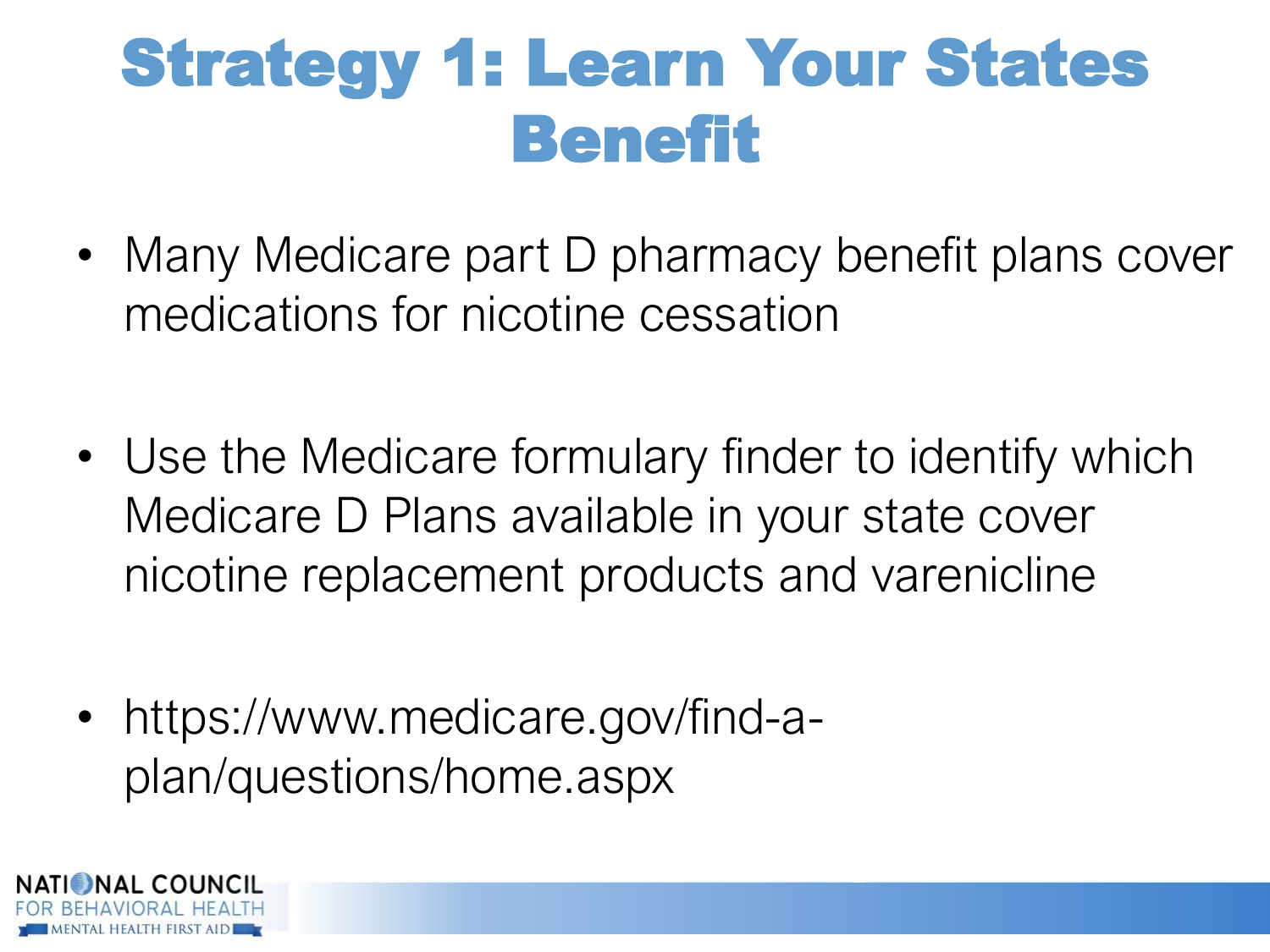# Strategy 1: Learn Your States Benefit

- Many Medicare part D pharmacy benefit plans cover medications for nicotine cessation

- Use the Medicare formulary finder to identify which Medicare D Plans available in your state cover nicotine replacement products and varenicline

- https://www.medicare.gov/find-a-plan/questions/home.aspx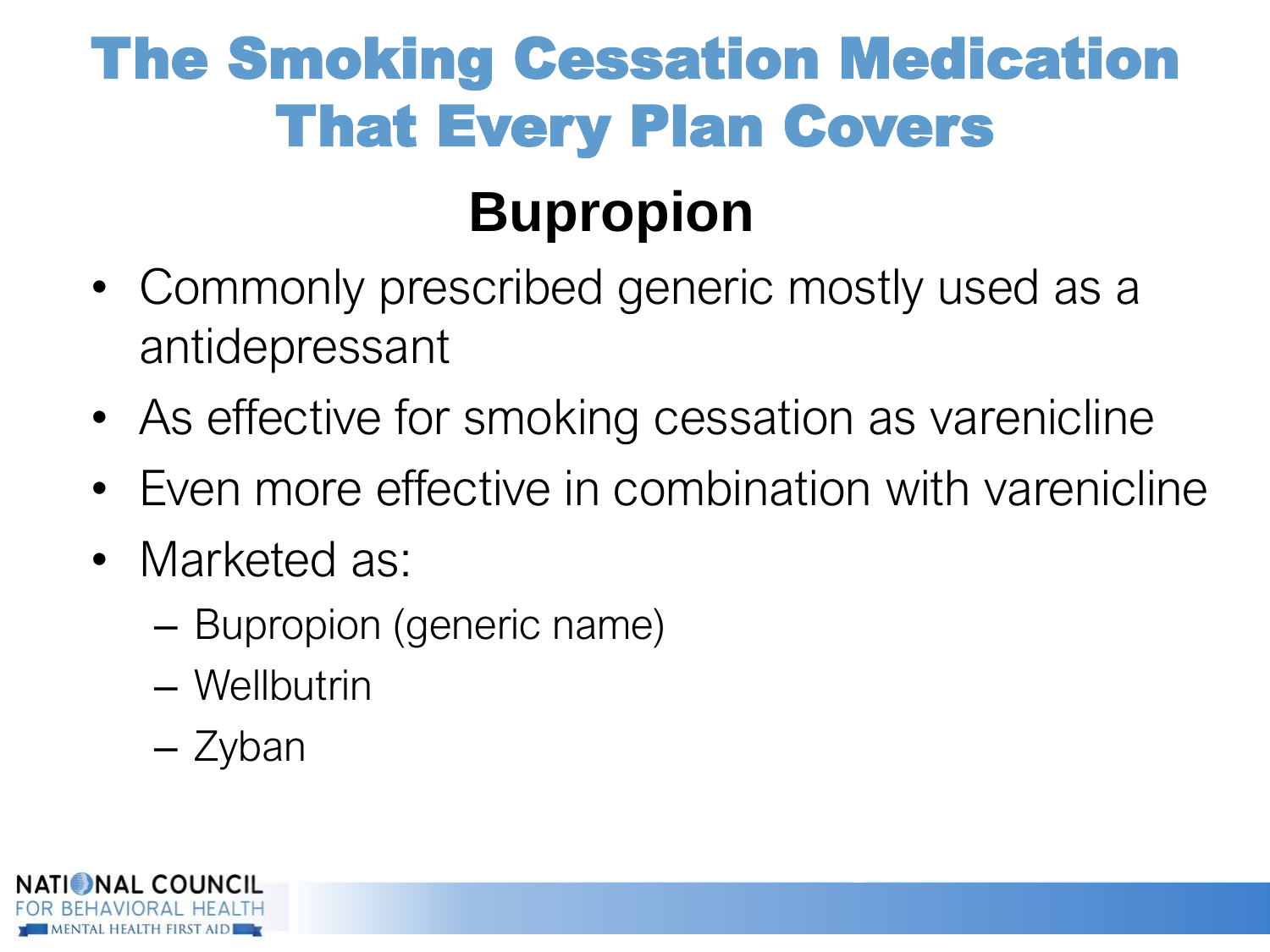# The Smoking Cessation Medication That Every Plan Covers

## Bupropion

- Commonly prescribed generic mostly used as a antidepressant
- As effective for smoking cessation as varenicline
- Even more effective in combination with varenicline
- Marketed as:
  - Bupropion (generic name)
  - Wellbutrin
  - Zyban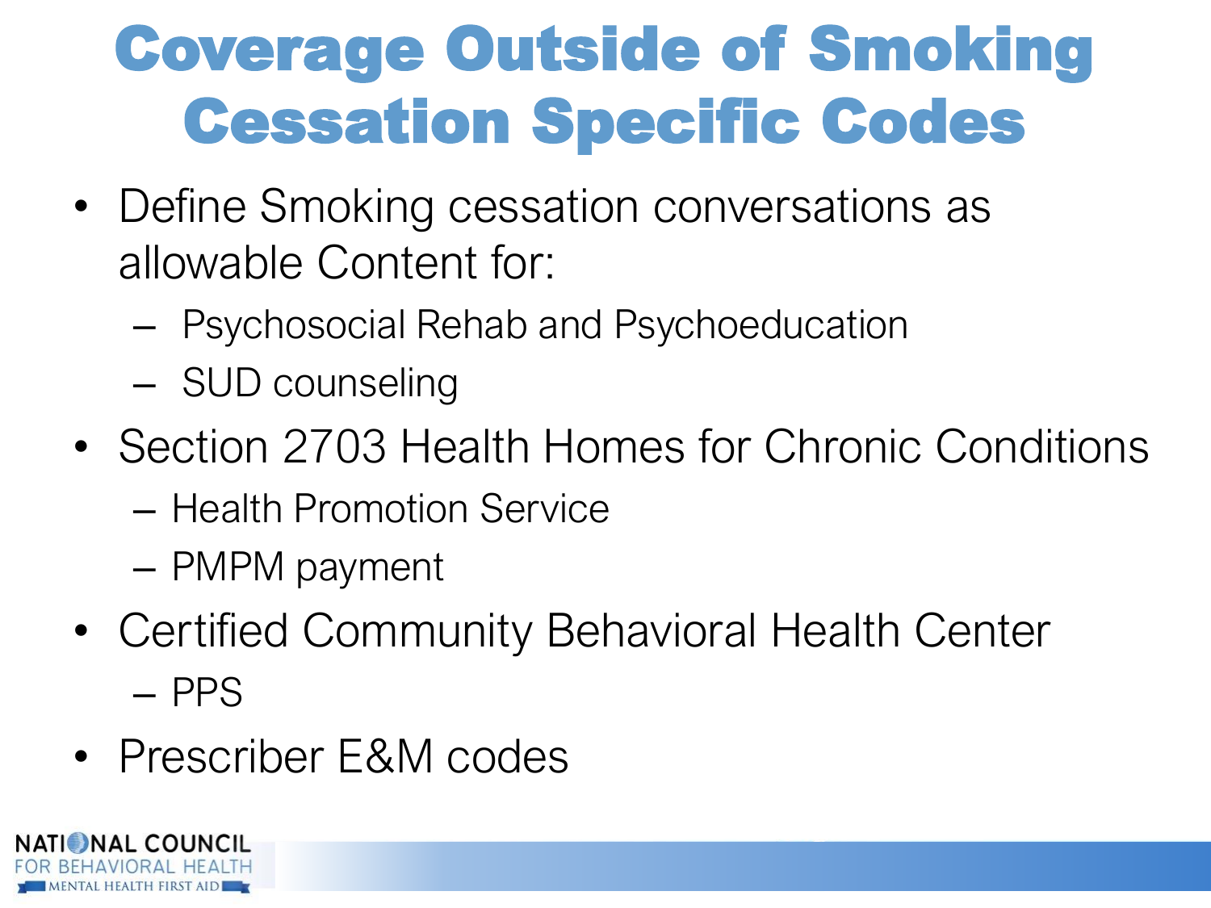# Coverage Outside of Smoking Cessation Specific Codes

- Define Smoking cessation conversations as allowable Content for:
  - Psychosocial Rehab and Psychoeducation
  - SUD counseling
- Section 2703 Health Homes for Chronic Conditions
  - Health Promotion Service
  - PMPM payment
- Certified Community Behavioral Health Center
  - PPS
- Prescriber E&M codes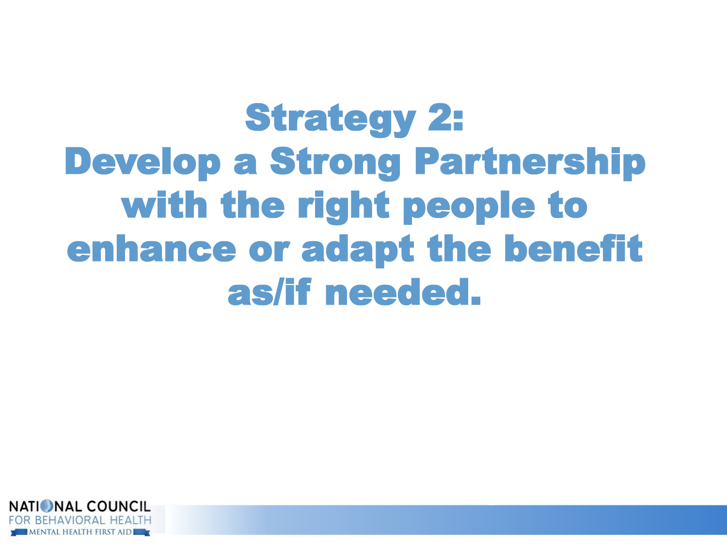# Strategy 2:
# Develop a Strong Partnership with the right people to enhance or adapt the benefit as/if needed.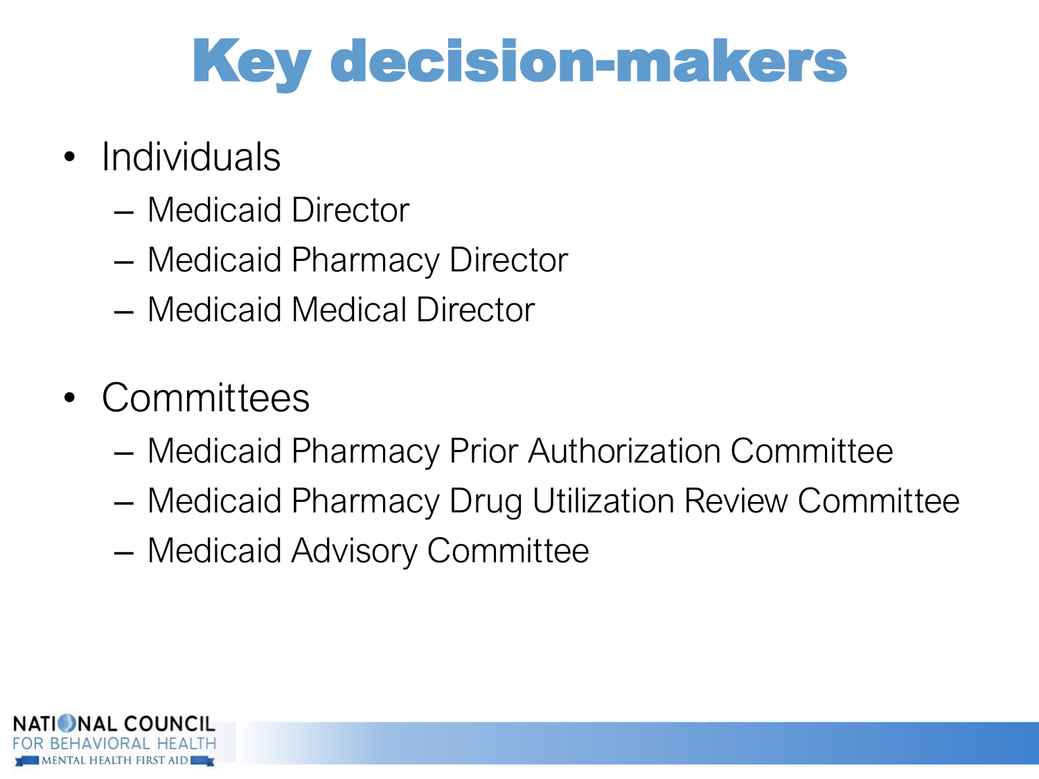# Key decision-makers

- Individuals
  - Medicaid Director
  - Medicaid Pharmacy Director
  - Medicaid Medical Director
- Committees
  - Medicaid Pharmacy Prior Authorization Committee
  - Medicaid Pharmacy Drug Utilization Review Committee
  - Medicaid Advisory Committee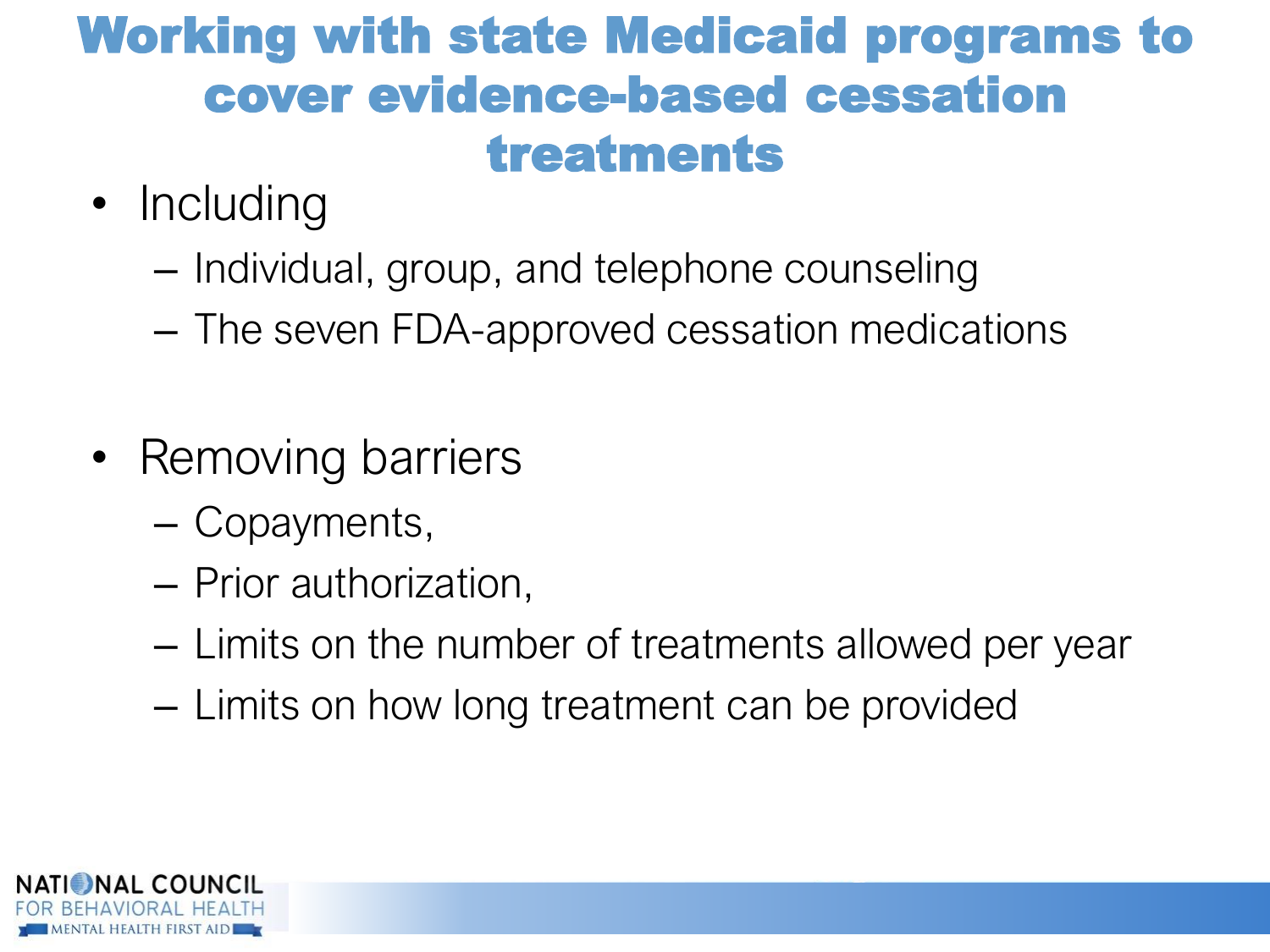# Working with state Medicaid programs to cover evidence-based cessation treatments

- Including
  - Individual, group, and telephone counseling
  - The seven FDA-approved cessation medications

- Removing barriers
  - Copayments,
  - Prior authorization,
  - Limits on the number of treatments allowed per year
  - Limits on how long treatment can be provided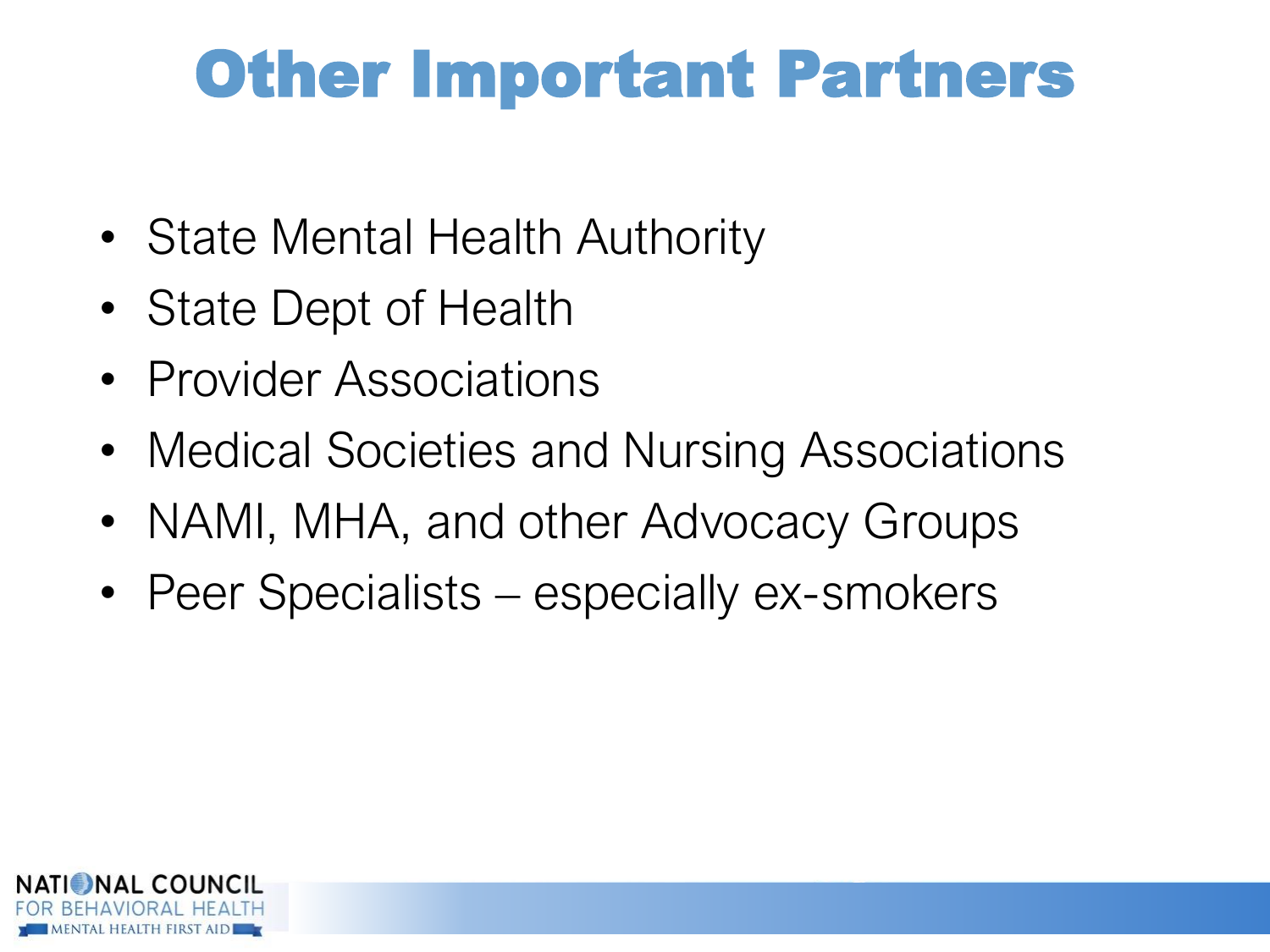# Other Important Partners

- State Mental Health Authority
- State Dept of Health
- Provider Associations
- Medical Societies and Nursing Associations
- NAMI, MHA, and other Advocacy Groups
- Peer Specialists – especially ex-smokers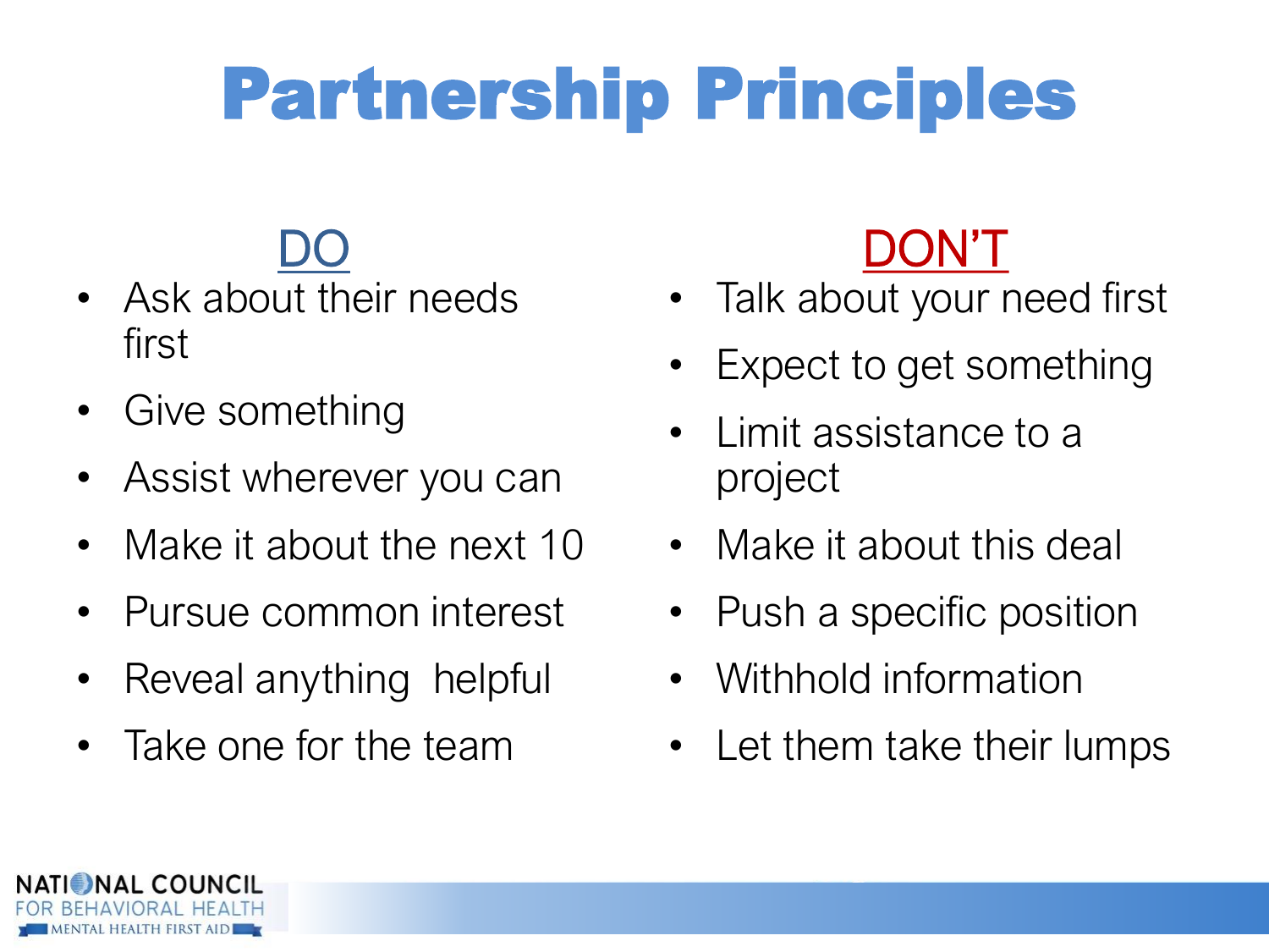# Partnership Principles

## DO

- Ask about their needs first
- Give something
- Assist wherever you can
- Make it about the next 10
- Pursue common interest
- Reveal anything helpful
- Take one for the team

## DON'T

- Talk about your need first
- Expect to get something
- Limit assistance to a project
- Make it about this deal
- Push a specific position
- Withhold information
- Let them take their lumps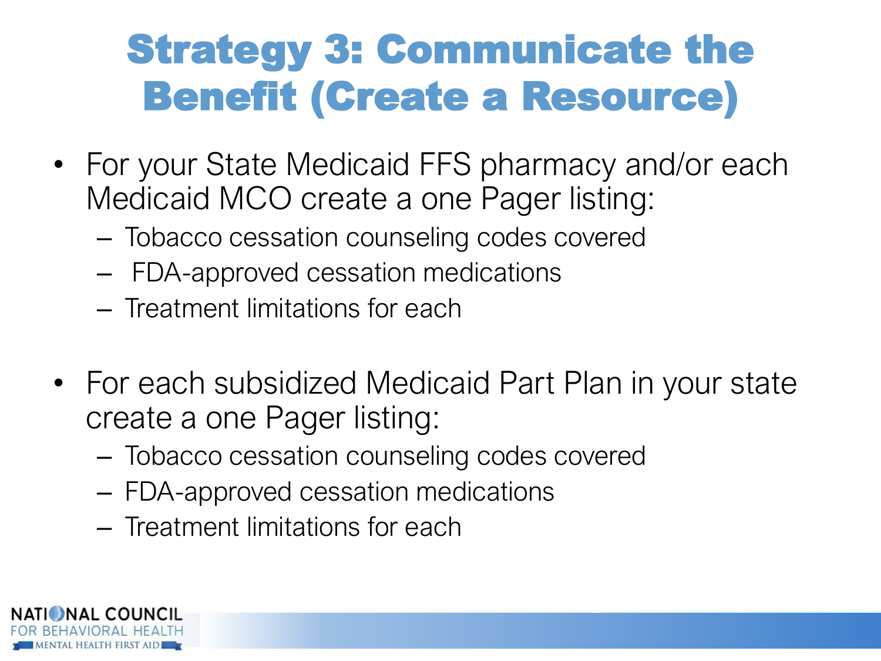# Strategy 3: Communicate the Benefit (Create a Resource)

- For your State Medicaid FFS pharmacy and/or each Medicaid MCO create a one Pager listing:
  - Tobacco cessation counseling codes covered
  - FDA-approved cessation medications
  - Treatment limitations for each

- For each subsidized Medicaid Part Plan in your state create a one Pager listing:
  - Tobacco cessation counseling codes covered
  - FDA-approved cessation medications
  - Treatment limitations for each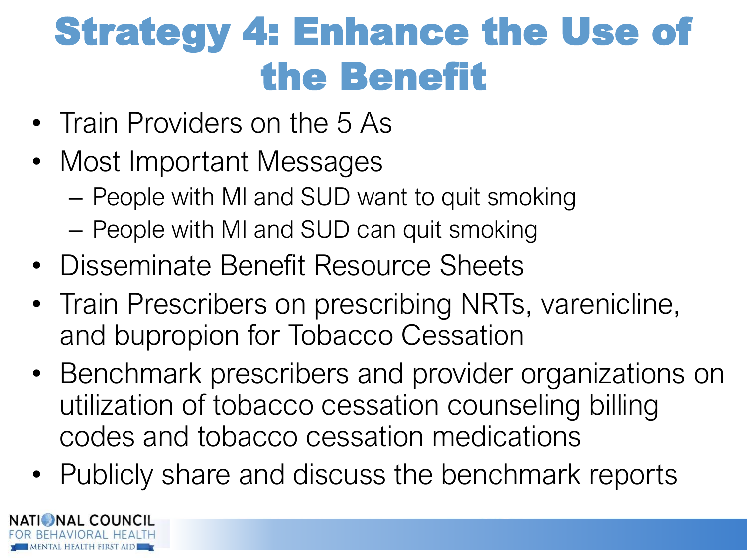# Strategy 4: Enhance the Use of the Benefit

- Train Providers on the 5 As
- Most Important Messages
  - People with MI and SUD want to quit smoking
  - People with MI and SUD can quit smoking
- Disseminate Benefit Resource Sheets
- Train Prescribers on prescribing NRTs, varenicline, and bupropion for Tobacco Cessation
- Benchmark prescribers and provider organizations on utilization of tobacco cessation counseling billing codes and tobacco cessation medications
- Publicly share and discuss the benchmark reports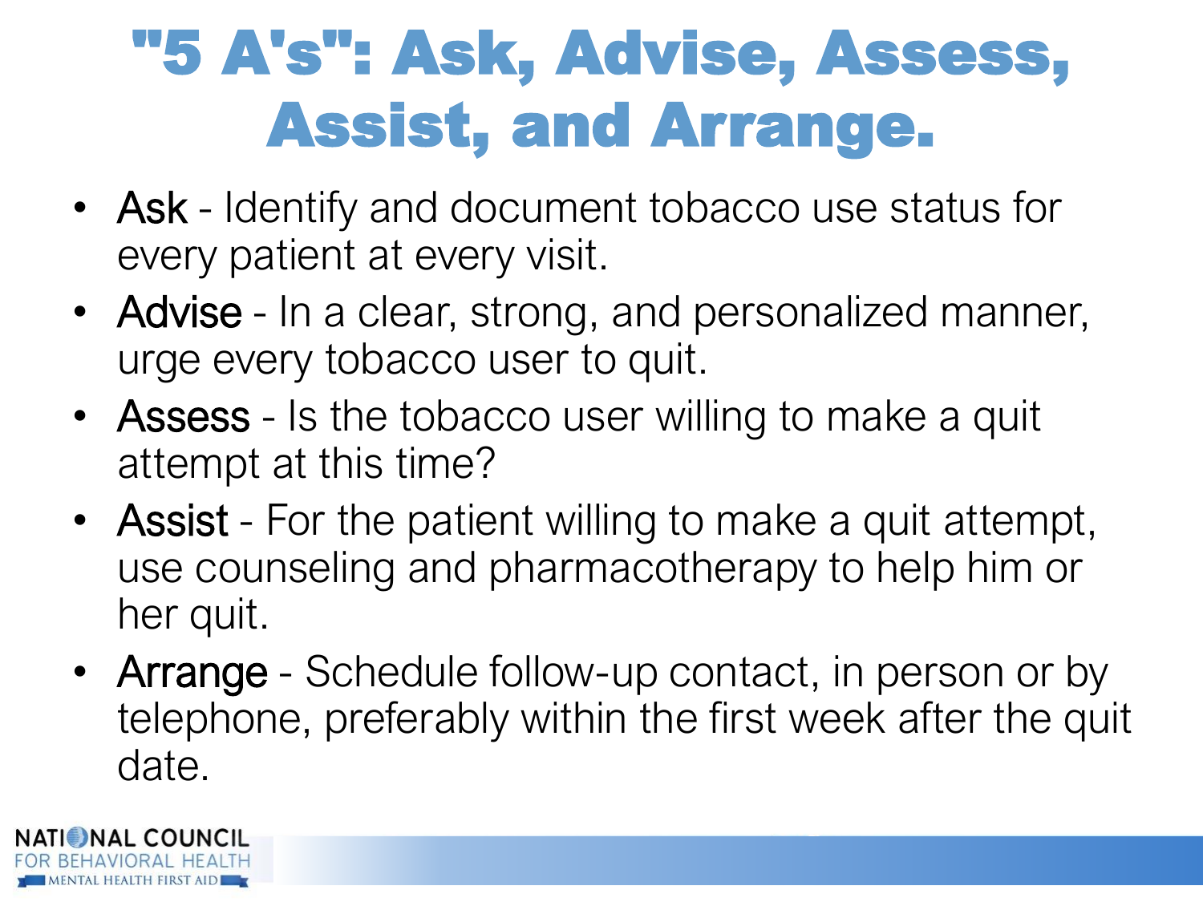# "5 A's": Ask, Advise, Assess, Assist, and Arrange.

- Ask - Identify and document tobacco use status for every patient at every visit.
- Advise - In a clear, strong, and personalized manner, urge every tobacco user to quit.
- Assess - Is the tobacco user willing to make a quit attempt at this time?
- Assist - For the patient willing to make a quit attempt, use counseling and pharmacotherapy to help him or her quit.
- Arrange - Schedule follow-up contact, in person or by telephone, preferably within the first week after the quit date.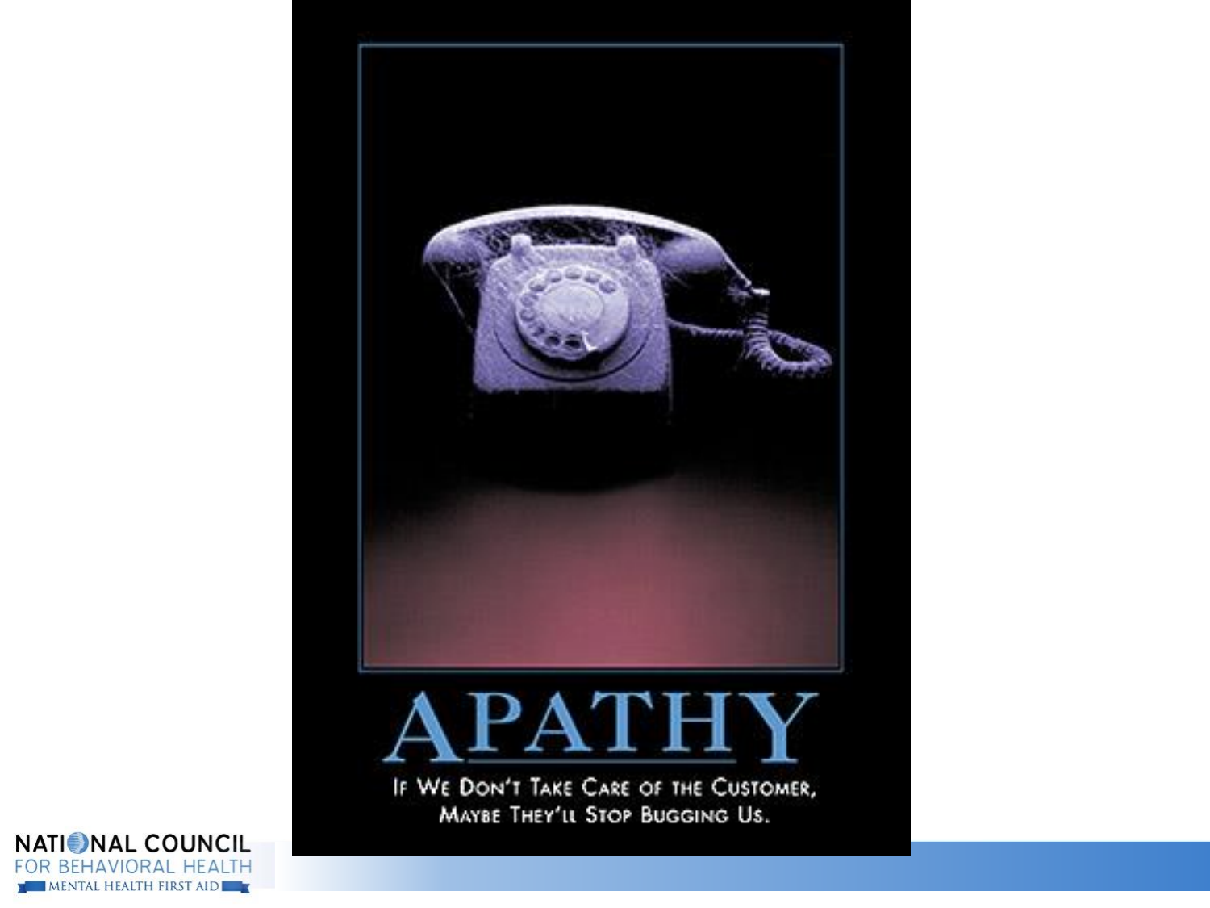# APATHY

If We Don't Take Care of the Customer, Maybe They'll Stop Bugging Us.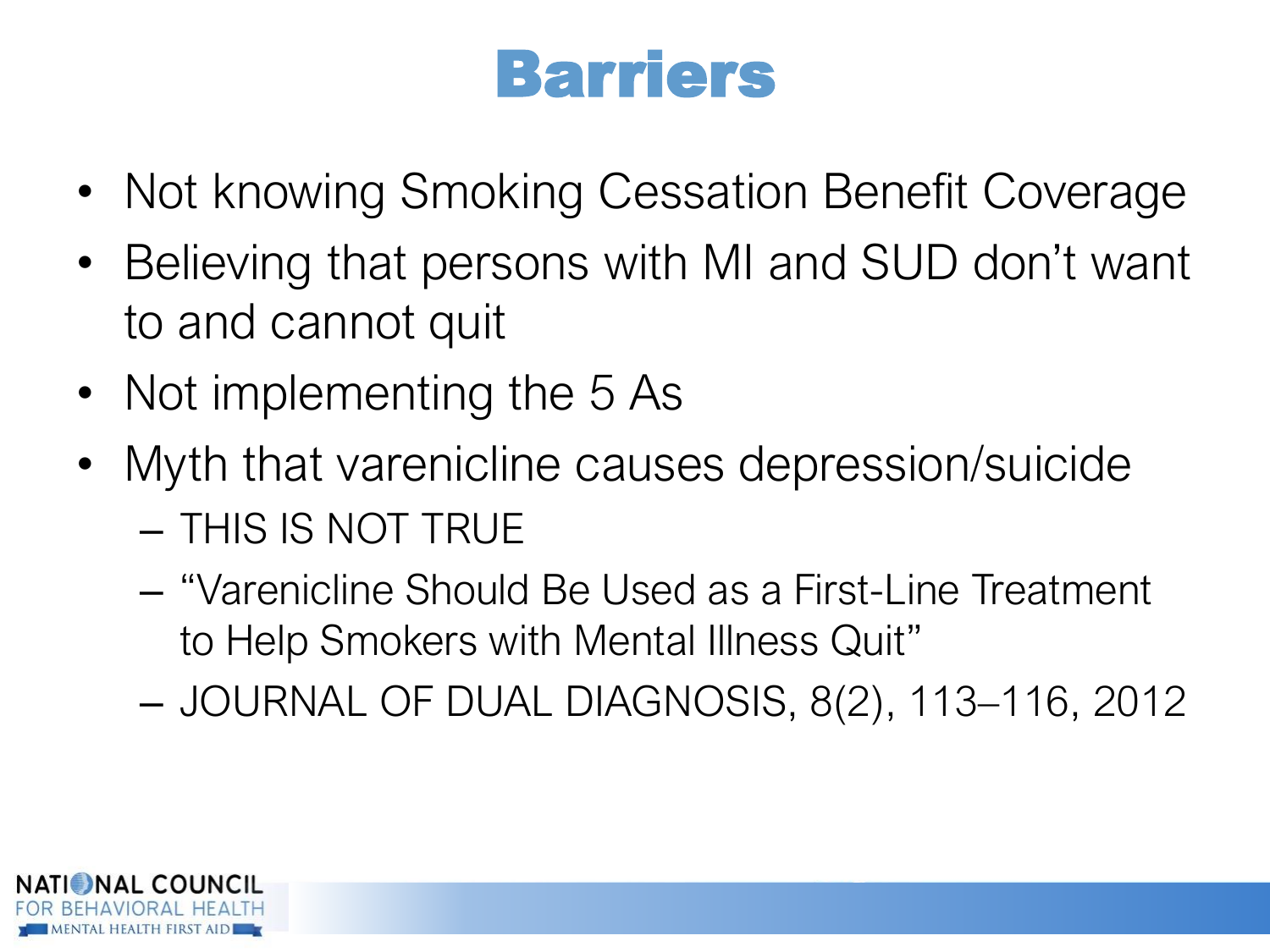# Barriers

- Not knowing Smoking Cessation Benefit Coverage
- Believing that persons with MI and SUD don't want to and cannot quit
- Not implementing the 5 As
- Myth that varenicline causes depression/suicide
  - THIS IS NOT TRUE
  - "Varenicline Should Be Used as a First-Line Treatment to Help Smokers with Mental Illness Quit"
  - JOURNAL OF DUAL DIAGNOSIS, 8(2), 113–116, 2012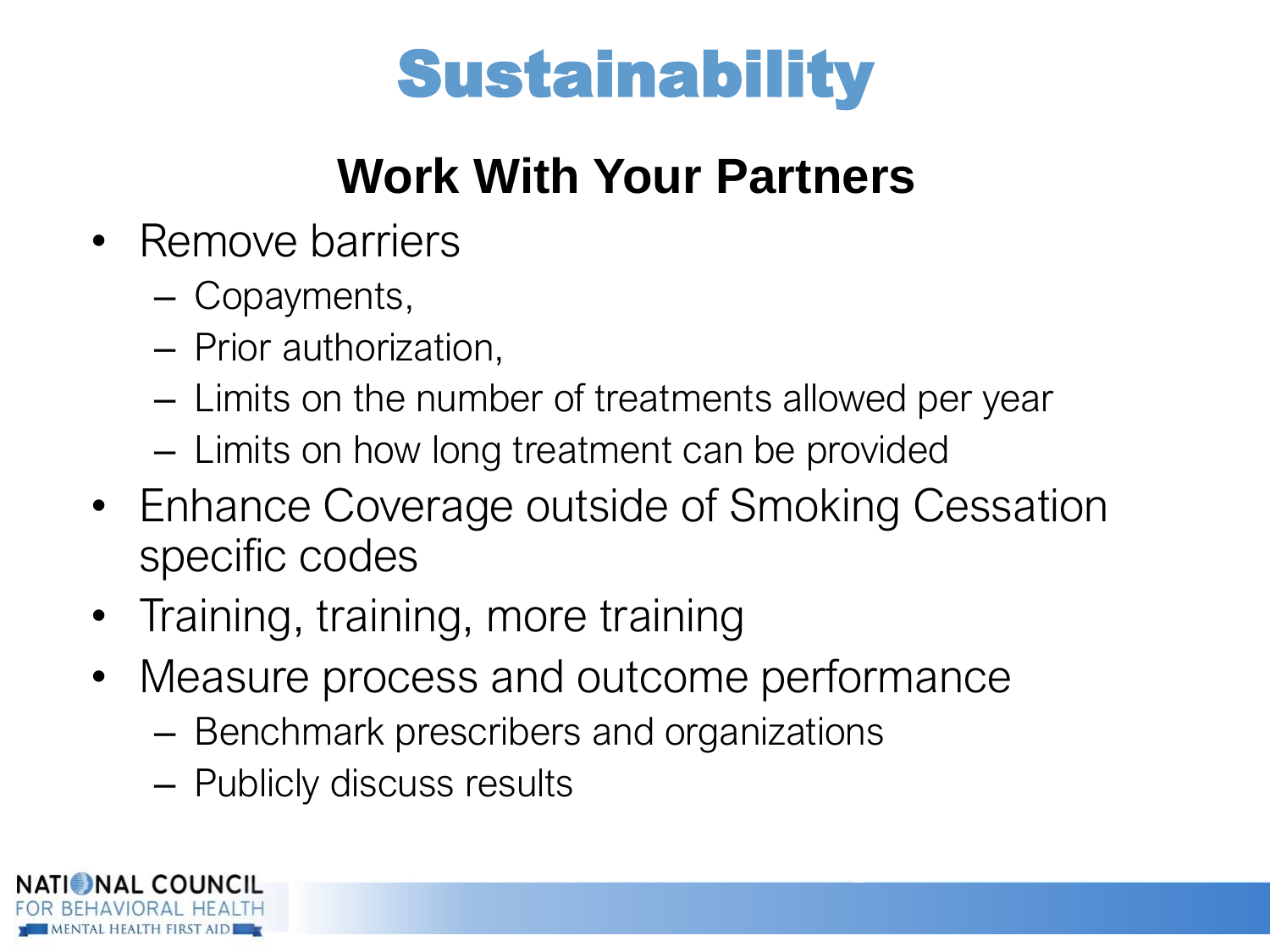# Sustainability

## Work With Your Partners

- Remove barriers
  - Copayments,
  - Prior authorization,
  - Limits on the number of treatments allowed per year
  - Limits on how long treatment can be provided
- Enhance Coverage outside of Smoking Cessation specific codes
- Training, training, more training
- Measure process and outcome performance
  - Benchmark prescribers and organizations
  - Publicly discuss results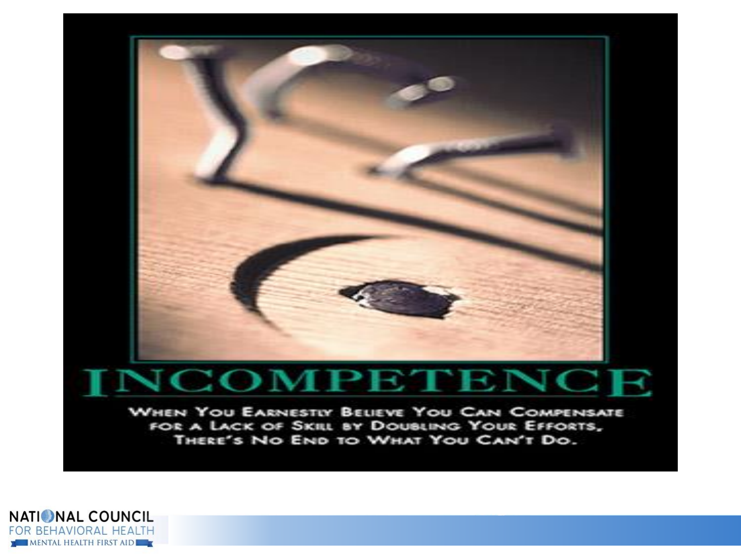# INCOMPETENCE

When You Earnestly Believe You Can Compensate for a Lack of Skill by Doubling Your Efforts, There's No End to What You Can't Do.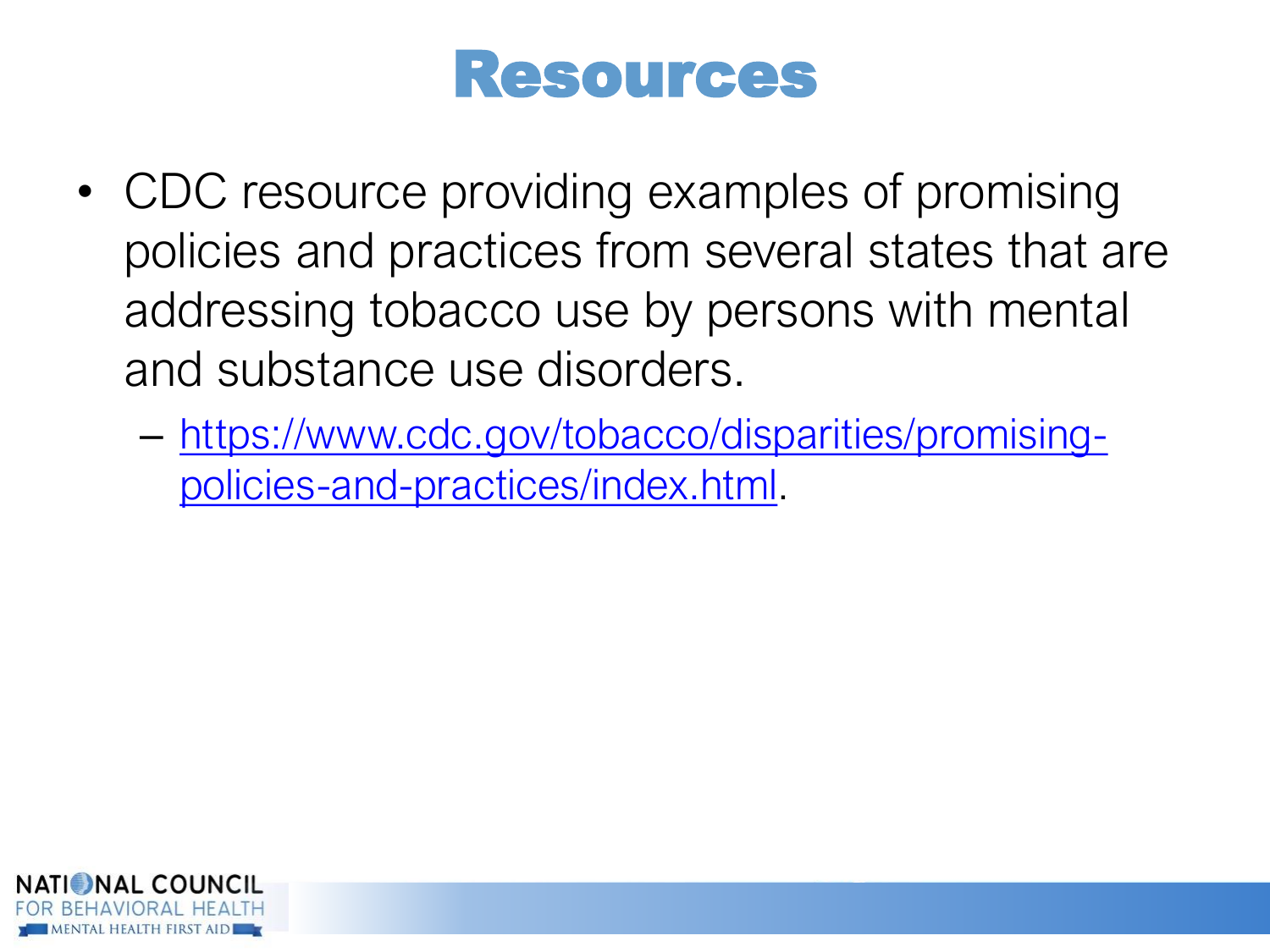# Resources

- CDC resource providing examples of promising policies and practices from several states that are addressing tobacco use by persons with mental and substance use disorders.
  - https://www.cdc.gov/tobacco/disparities/promising-policies-and-practices/index.html.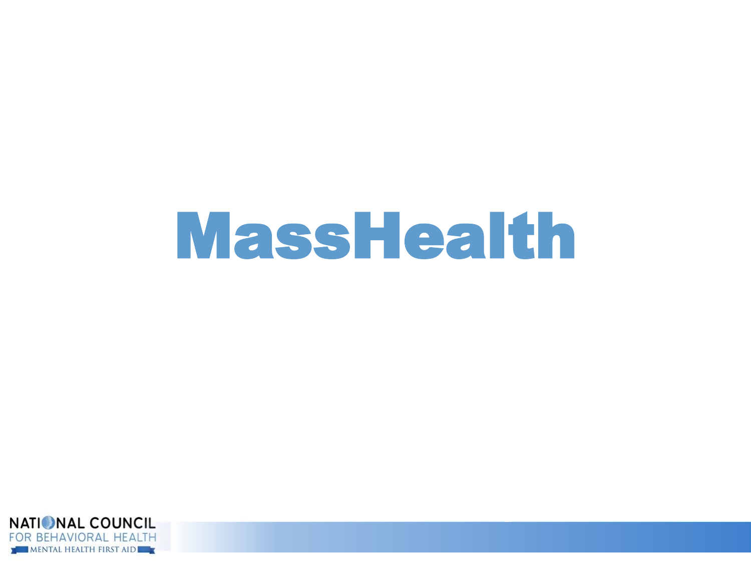# MassHealth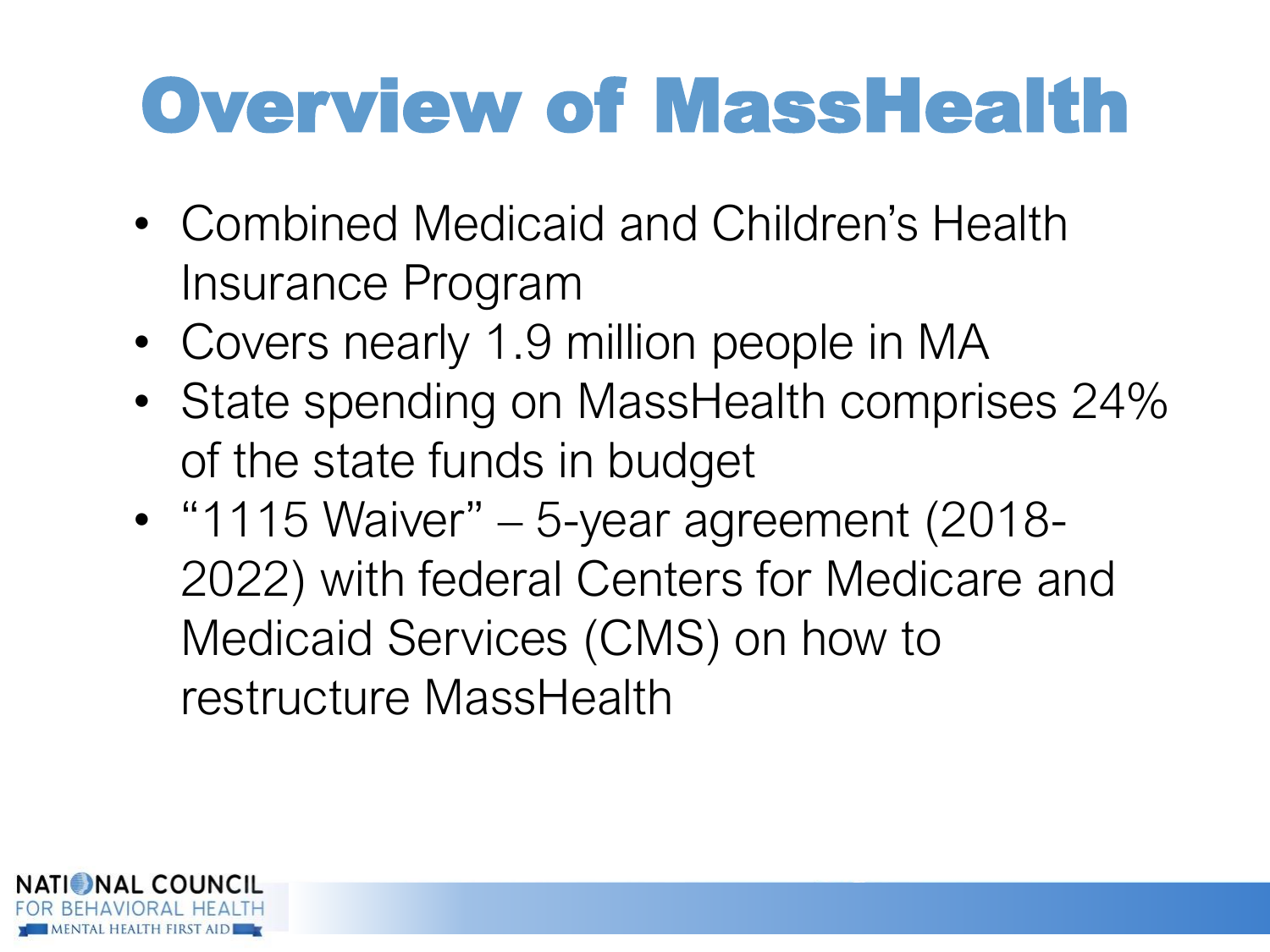# Overview of MassHealth

- Combined Medicaid and Children's Health Insurance Program
- Covers nearly 1.9 million people in MA
- State spending on MassHealth comprises 24% of the state funds in budget
- "1115 Waiver" – 5-year agreement (2018-2022) with federal Centers for Medicare and Medicaid Services (CMS) on how to restructure MassHealth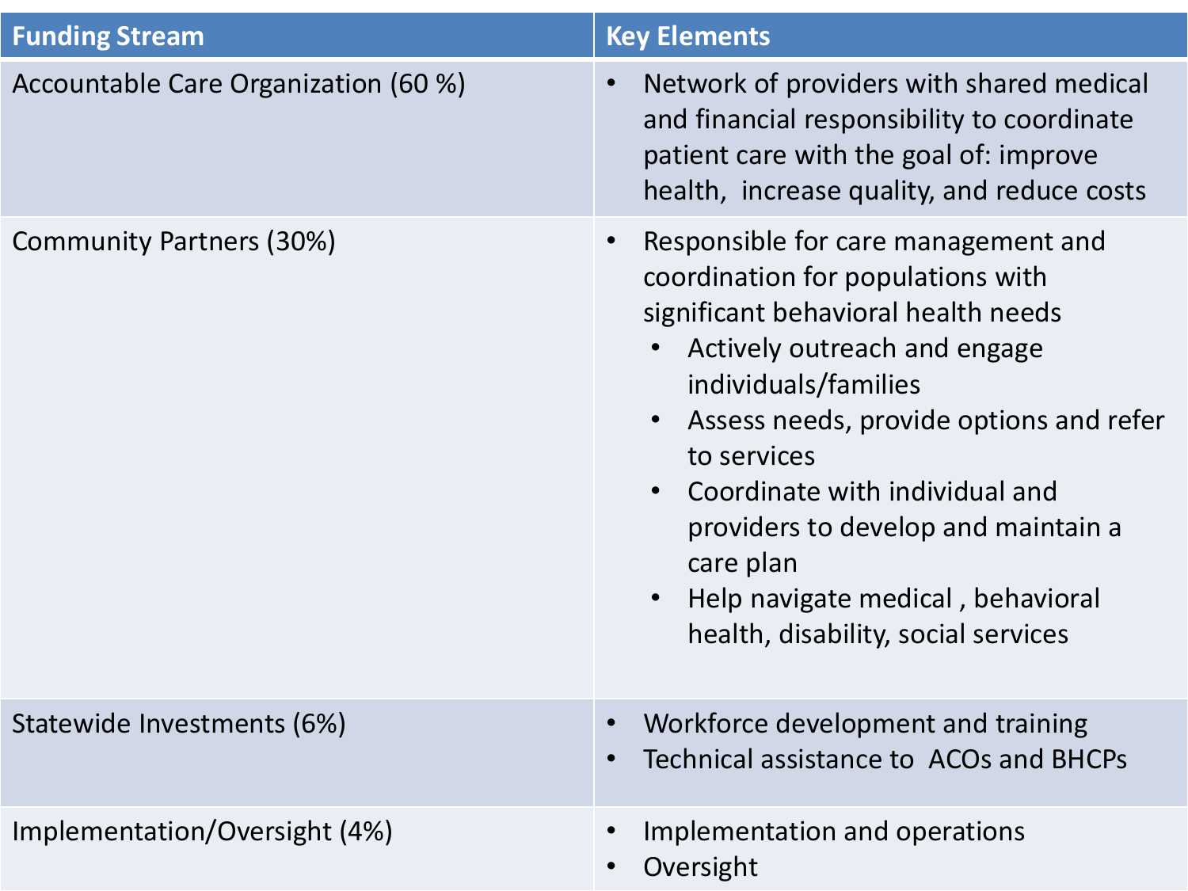| Funding Stream | Key Elements |
| --- | --- |
| Accountable Care Organization (60 %) | • Network of providers with shared medical and financial responsibility to coordinate patient care with the goal of: improve health, increase quality, and reduce costs |
| Community Partners (30%) | • Responsible for care management and coordination for populations with significant behavioral health needs<br>  • Actively outreach and engage individuals/families<br>  • Assess needs, provide options and refer to services<br>  • Coordinate with individual and providers to develop and maintain a care plan<br>  • Help navigate medical , behavioral health, disability, social services |
| Statewide Investments (6%) | • Workforce development and training<br>• Technical assistance to ACOs and BHCPs |
| Implementation/Oversight (4%) | • Implementation and operations<br>• Oversight |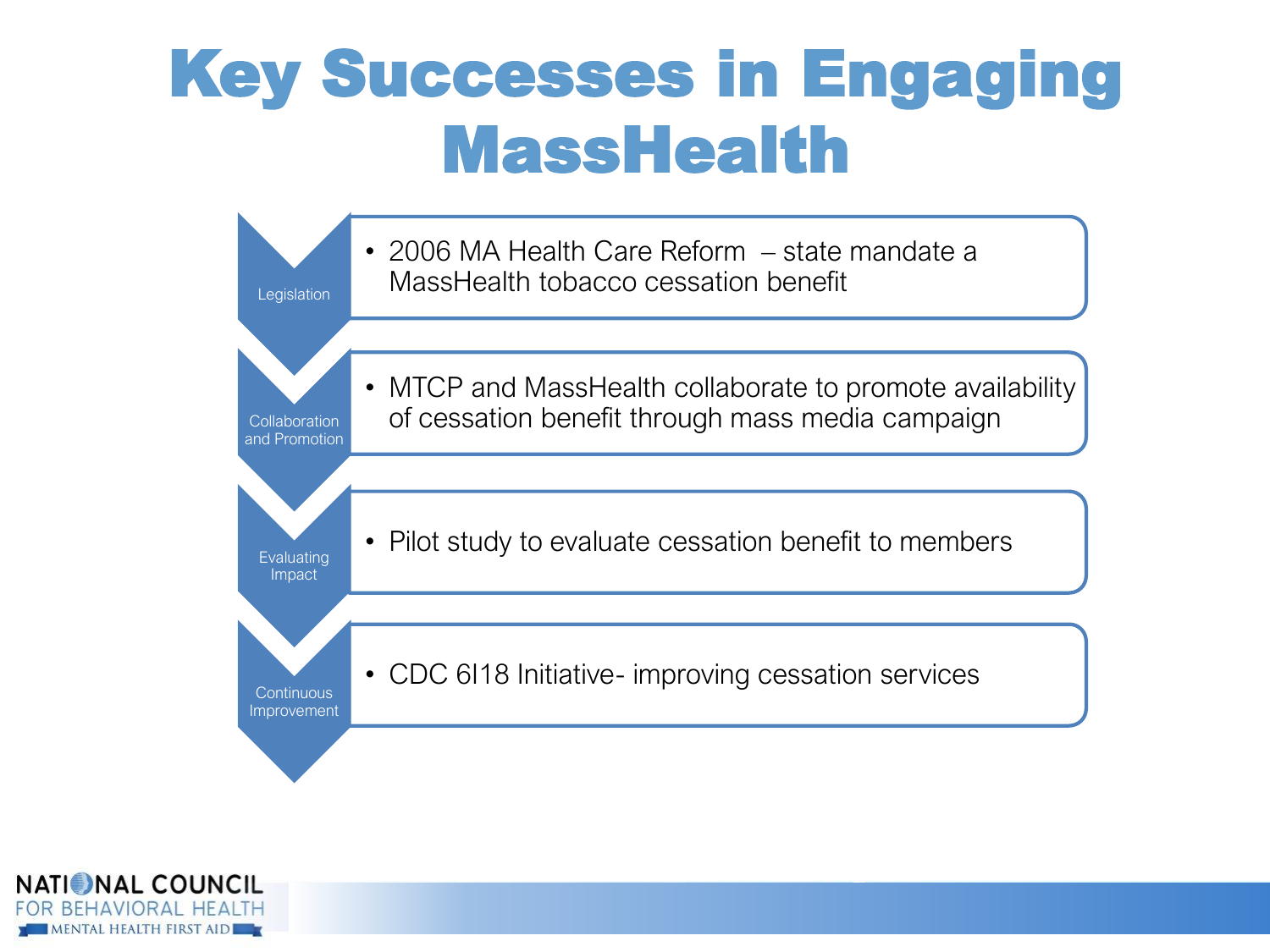# Key Successes in Engaging MassHealth

**Legislation**

- 2006 MA Health Care Reform – state mandate a MassHealth tobacco cessation benefit

**Collaboration and Promotion**

- MTCP and MassHealth collaborate to promote availability of cessation benefit through mass media campaign

**Evaluating Impact**

- Pilot study to evaluate cessation benefit to members

**Continuous Improvement**

- CDC 6I18 Initiative- improving cessation services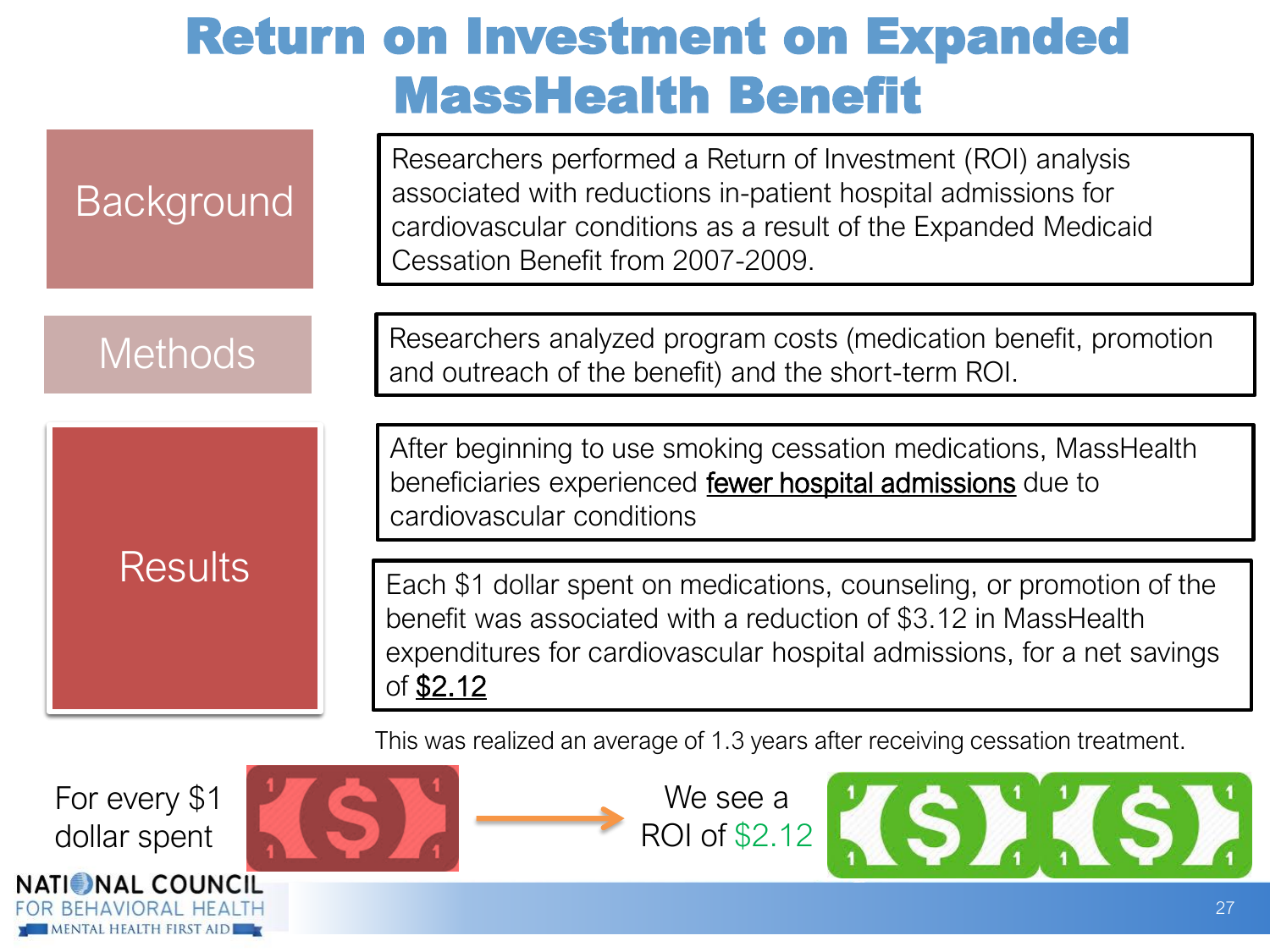# Return on Investment on Expanded MassHealth Benefit

**Background**

Researchers performed a Return of Investment (ROI) analysis associated with reductions in-patient hospital admissions for cardiovascular conditions as a result of the Expanded Medicaid Cessation Benefit from 2007-2009.

**Methods**

Researchers analyzed program costs (medication benefit, promotion and outreach of the benefit) and the short-term ROI.

**Results**

After beginning to use smoking cessation medications, MassHealth beneficiaries experienced <u>fewer hospital admissions</u> due to cardiovascular conditions

Each $1 dollar spent on medications, counseling, or promotion of the benefit was associated with a reduction of $3.12 in MassHealth expenditures for cardiovascular hospital admissions, for a net savings of <u>$2.12</u>

This was realized an average of 1.3 years after receiving cessation treatment.

For every $1 dollar spent → We see a ROI of $2.12

NATIONAL COUNCIL FOR BEHAVIORAL HEALTH
MENTAL HEALTH FIRST AID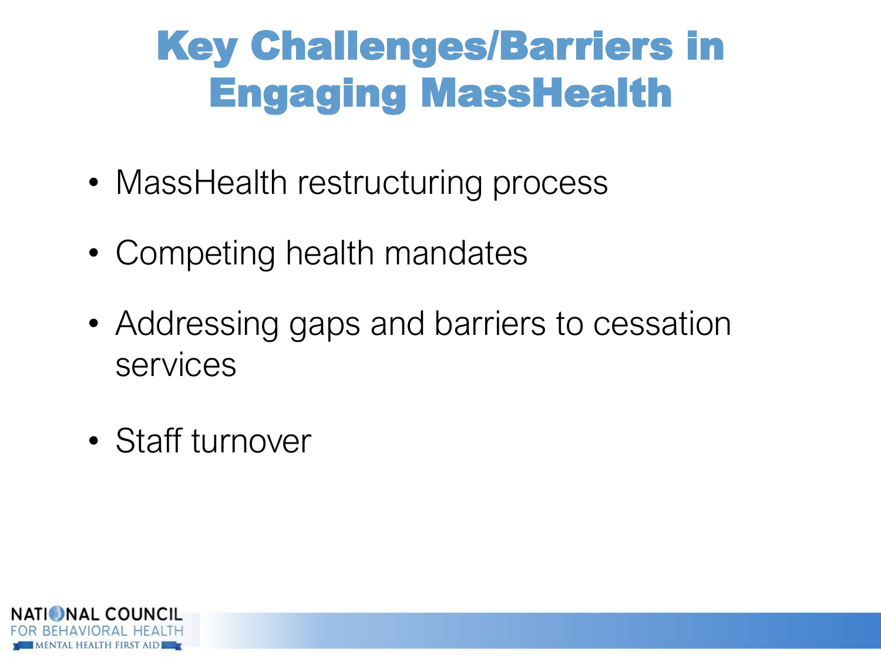# Key Challenges/Barriers in Engaging MassHealth

- MassHealth restructuring process
- Competing health mandates
- Addressing gaps and barriers to cessation services
- Staff turnover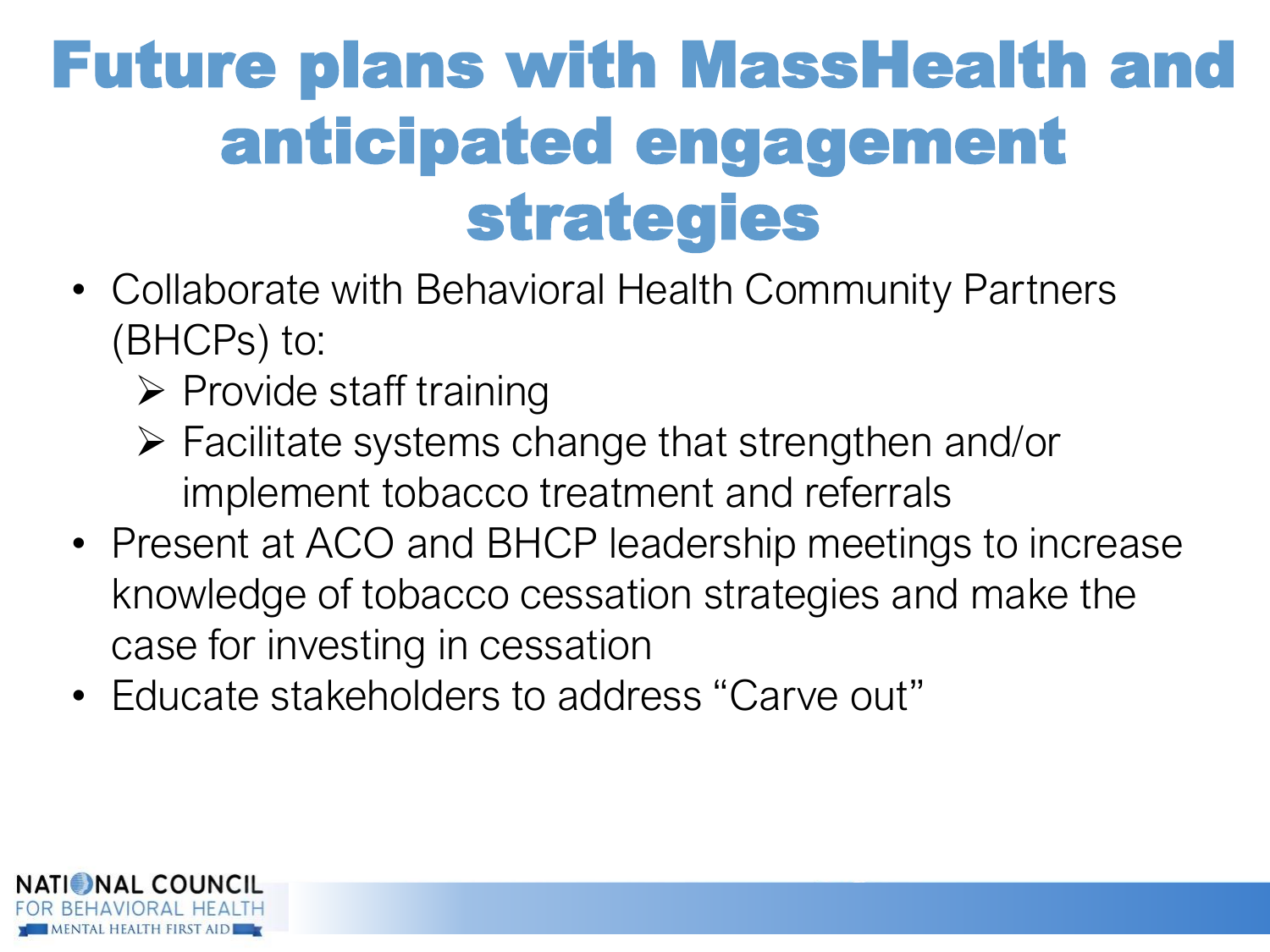# Future plans with MassHealth and anticipated engagement strategies

- Collaborate with Behavioral Health Community Partners (BHCPs) to:
  - Provide staff training
  - Facilitate systems change that strengthen and/or implement tobacco treatment and referrals
- Present at ACO and BHCP leadership meetings to increase knowledge of tobacco cessation strategies and make the case for investing in cessation
- Educate stakeholders to address "Carve out"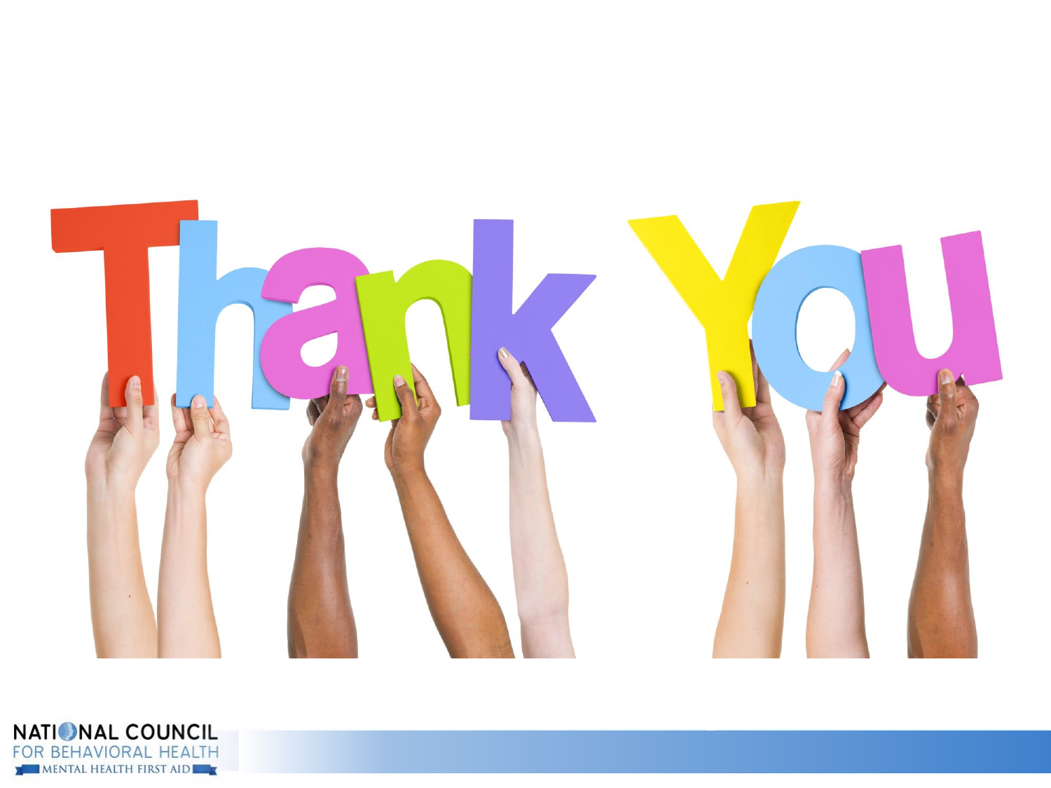Thank You